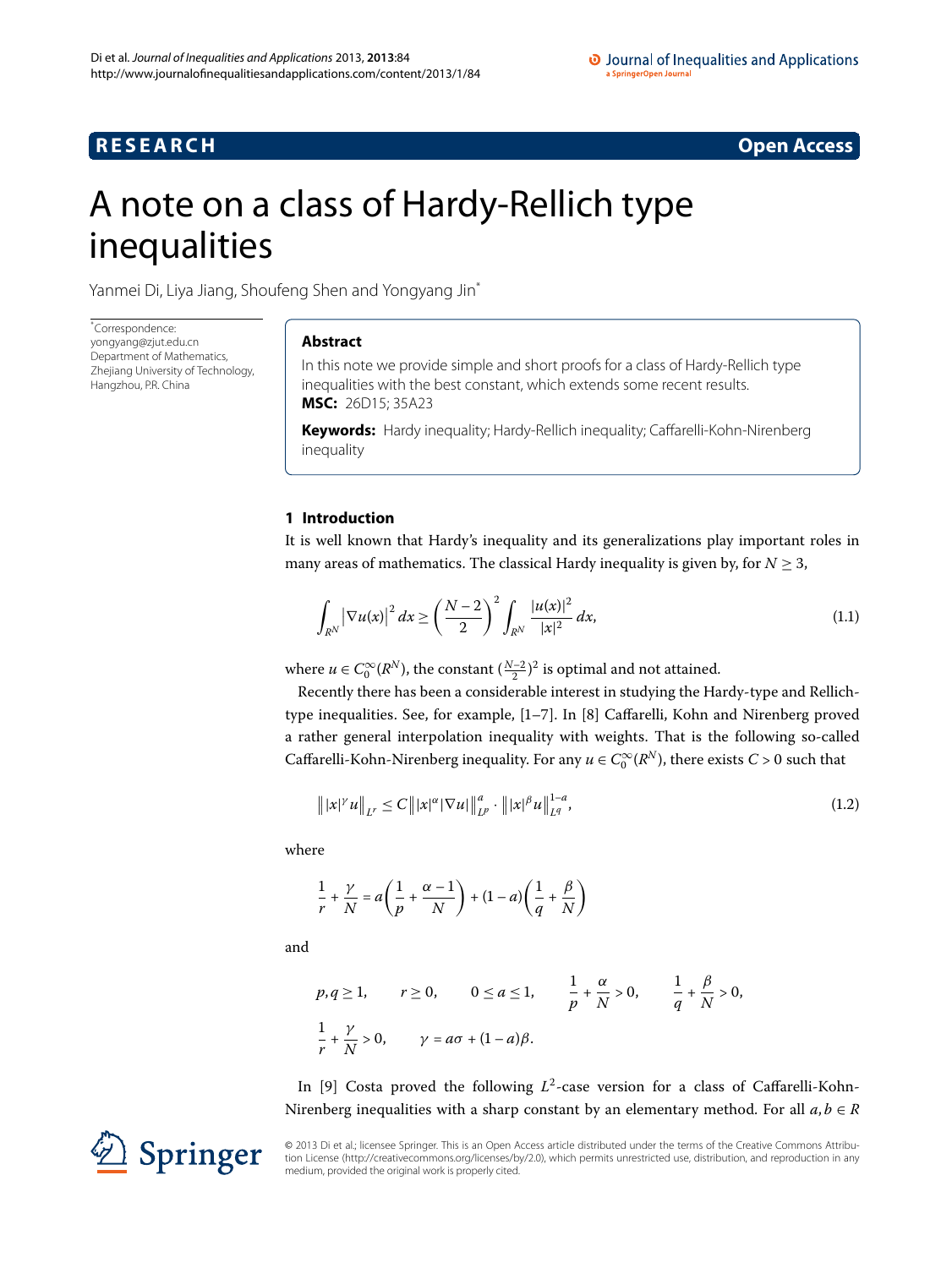**RESEARCH** **Open Access**

# A note on a class of Hardy-Rellich type inequalities

Yanmei Di, Liya Jiang, Shoufeng Shen and Yongyang Jin*

*Correspondence: yongyang@zjut.edu.cn
Department of Mathematics, Zhejiang University of Technology, Hangzhou, P.R. China

## Abstract

In this note we provide simple and short proofs for a class of Hardy-Rellich type inequalities with the best constant, which extends some recent results.

**MSC:** 26D15; 35A23

**Keywords:** Hardy inequality; Hardy-Rellich inequality; Caffarelli-Kohn-Nirenberg inequality

## 1 Introduction

It is well known that Hardy's inequality and its generalizations play important roles in many areas of mathematics. The classical Hardy inequality is given by, for $N \geq 3$,

$$\int_{R^N} \left|\nabla u(x)\right|^2 dx \geq \left(\frac{N-2}{2}\right)^2 \int_{R^N} \frac{|u(x)|^2}{|x|^2} dx, \tag{1.1}$$

where $u \in C_0^\infty(R^N)$, the constant $(\frac{N-2}{2})^2$ is optimal and not attained.

Recently there has been a considerable interest in studying the Hardy-type and Rellich-type inequalities. See, for example, [1–7]. In [8] Caffarelli, Kohn and Nirenberg proved a rather general interpolation inequality with weights. That is the following so-called Caffarelli-Kohn-Nirenberg inequality. For any $u \in C_0^\infty(R^N)$, there exists $C > 0$ such that

$$\left\| |x|^\gamma u \right\|_{L^r} \leq C \left\| |x|^\alpha |\nabla u| \right\|_{L^p}^a \cdot \left\| |x|^\beta u \right\|_{L^q}^{1-a}, \tag{1.2}$$

where

$$\frac{1}{r} + \frac{\gamma}{N} = a\left(\frac{1}{p} + \frac{\alpha - 1}{N}\right) + (1-a)\left(\frac{1}{q} + \frac{\beta}{N}\right)$$

and

$$p, q \geq 1, \qquad r \geq 0, \qquad 0 \leq a \leq 1, \qquad \frac{1}{p} + \frac{\alpha}{N} > 0, \qquad \frac{1}{q} + \frac{\beta}{N} > 0,$$

$$\frac{1}{r} + \frac{\gamma}{N} > 0, \qquad \gamma = a\sigma + (1-a)\beta.$$

In [9] Costa proved the following $L^2$-case version for a class of Caffarelli-Kohn-Nirenberg inequalities with a sharp constant by an elementary method. For all $a, b \in R$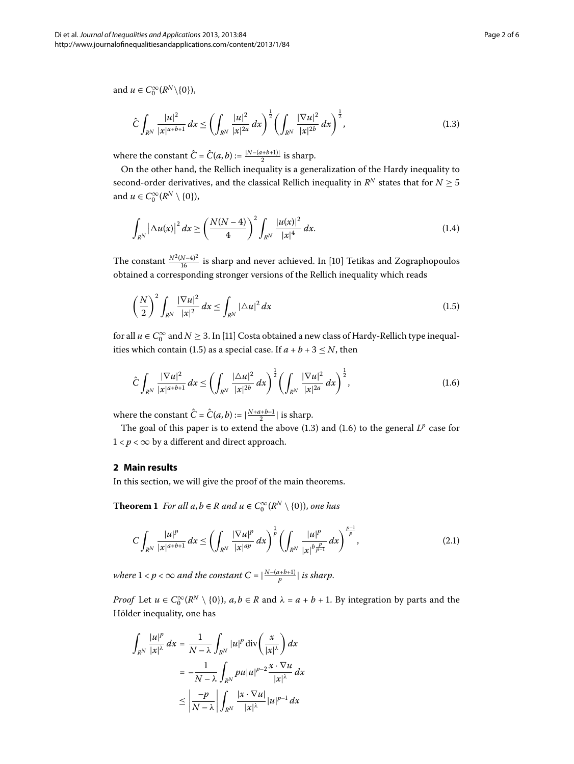and $u \in C_0^\infty(R^N \backslash \{0\})$,

$$\hat{C} \int_{R^N} \frac{|u|^2}{|x|^{a+b+1}}\, dx \leq \left( \int_{R^N} \frac{|u|^2}{|x|^{2a}}\, dx \right)^{\frac{1}{2}} \left( \int_{R^N} \frac{|\nabla u|^2}{|x|^{2b}}\, dx \right)^{\frac{1}{2}}, \tag{1.3}$$

where the constant $\hat{C} = \hat{C}(a,b) := \frac{|N-(a+b+1)|}{2}$ is sharp.

On the other hand, the Rellich inequality is a generalization of the Hardy inequality to second-order derivatives, and the classical Rellich inequality in $R^N$ states that for $N \geq 5$ and $u \in C_0^\infty(R^N \setminus \{0\})$,

$$\int_{R^N} \left|\Delta u(x)\right|^2 dx \geq \left( \frac{N(N-4)}{4} \right)^2 \int_{R^N} \frac{|u(x)|^2}{|x|^4}\, dx. \tag{1.4}$$

The constant $\frac{N^2(N-4)^2}{16}$ is sharp and never achieved. In [10] Tetikas and Zographopoulos obtained a corresponding stronger versions of the Rellich inequality which reads

$$\left( \frac{N}{2} \right)^2 \int_{R^N} \frac{|\nabla u|^2}{|x|^2}\, dx \leq \int_{R^N} |\triangle u|^2\, dx \tag{1.5}$$

for all $u \in C_0^\infty$ and $N \geq 3$. In [11] Costa obtained a new class of Hardy-Rellich type inequalities which contain (1.5) as a special case. If $a + b + 3 \leq N$, then

$$\hat{C} \int_{R^N} \frac{|\nabla u|^2}{|x|^{a+b+1}}\, dx \leq \left( \int_{R^N} \frac{|\triangle u|^2}{|x|^{2b}}\, dx \right)^{\frac{1}{2}} \left( \int_{R^N} \frac{|\nabla u|^2}{|x|^{2a}}\, dx \right)^{\frac{1}{2}}, \tag{1.6}$$

where the constant $\hat{C} = \hat{C}(a,b) := |\frac{N+a+b-1}{2}|$ is sharp.

The goal of this paper is to extend the above (1.3) and (1.6) to the general $L^p$ case for $1 < p < \infty$ by a different and direct approach.

## 2 Main results

In this section, we will give the proof of the main theorems.

**Theorem 1** *For all $a, b \in R$ and $u \in C_0^\infty(R^N \setminus \{0\})$, one has*

$$C \int_{R^N} \frac{|u|^p}{|x|^{a+b+1}}\, dx \leq \left( \int_{R^N} \frac{|\nabla u|^p}{|x|^{ap}}\, dx \right)^{\frac{1}{p}} \left( \int_{R^N} \frac{|u|^p}{|x|^{b\frac{p}{p-1}}}\, dx \right)^{\frac{p-1}{p}}, \tag{2.1}$$

*where $1 < p < \infty$ and the constant $C = |\frac{N-(a+b+1)}{p}|$ is sharp.*

*Proof* Let $u \in C_0^\infty(R^N \setminus \{0\})$, $a, b \in R$ and $\lambda = a + b + 1$. By integration by parts and the Hölder inequality, one has

$$\begin{aligned}
\int_{R^N} \frac{|u|^p}{|x|^\lambda}\, dx &= \frac{1}{N-\lambda} \int_{R^N} |u|^p \operatorname{div}\left( \frac{x}{|x|^\lambda} \right) dx \\
&= -\frac{1}{N-\lambda} \int_{R^N} pu|u|^{p-2} \frac{x \cdot \nabla u}{|x|^\lambda}\, dx \\
&\leq \left| \frac{-p}{N-\lambda} \right| \int_{R^N} \frac{|x \cdot \nabla u|}{|x|^\lambda} |u|^{p-1}\, dx
\end{aligned}$$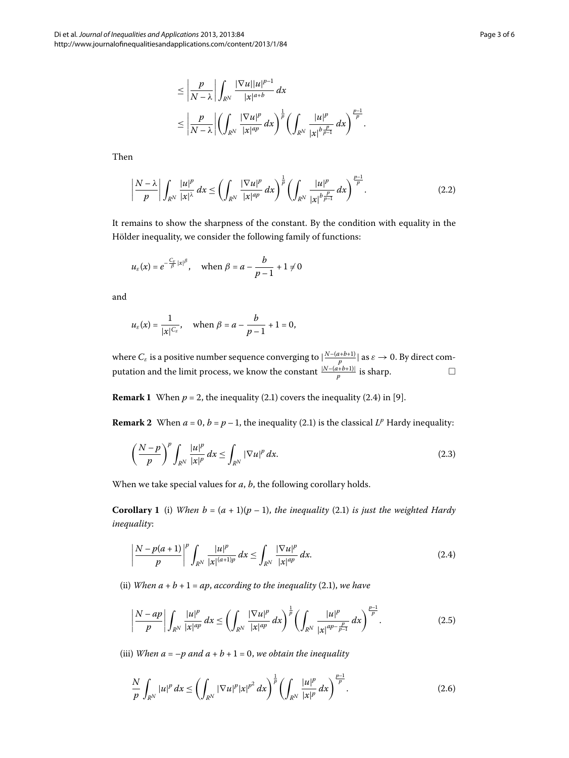$$
\begin{aligned}
&\leq \left|\frac{p}{N-\lambda}\right| \int_{R^N} \frac{|\nabla u||u|^{p-1}}{|x|^{a+b}}\,dx \\
&\leq \left|\frac{p}{N-\lambda}\right| \left(\int_{R^N} \frac{|\nabla u|^p}{|x|^{ap}}\,dx\right)^{\frac{1}{p}} \left(\int_{R^N} \frac{|u|^p}{|x|^{b\frac{p}{p-1}}}\,dx\right)^{\frac{p-1}{p}}.
\end{aligned}
$$

Then

$$
\left|\frac{N-\lambda}{p}\right| \int_{R^N} \frac{|u|^p}{|x|^{\lambda}}\,dx \leq \left(\int_{R^N} \frac{|\nabla u|^p}{|x|^{ap}}\,dx\right)^{\frac{1}{p}} \left(\int_{R^N} \frac{|u|^p}{|x|^{b\frac{p}{p-1}}}\,dx\right)^{\frac{p-1}{p}}. \tag{2.2}
$$

It remains to show the sharpness of the constant. By the condition with equality in the Hölder inequality, we consider the following family of functions:

$$
u_\varepsilon(x) = e^{-\frac{C_\varepsilon}{\beta}|x|^\beta}, \quad \text{when } \beta = a - \frac{b}{p-1} + 1 \neq 0
$$

and

$$
u_\varepsilon(x) = \frac{1}{|x|^{C_\varepsilon}}, \quad \text{when } \beta = a - \frac{b}{p-1} + 1 = 0,
$$

where $C_\varepsilon$ is a positive number sequence converging to $|\frac{N-(a+b+1)}{p}|$ as $\varepsilon \to 0$. By direct computation and the limit process, we know the constant $\frac{|N-(a+b+1)|}{p}$ is sharp. □

**Remark 1** When $p = 2$, the inequality (2.1) covers the inequality (2.4) in [9].

**Remark 2** When $a = 0$, $b = p - 1$, the inequality (2.1) is the classical $L^p$ Hardy inequality:

$$
\left(\frac{N-p}{p}\right)^p \int_{R^N} \frac{|u|^p}{|x|^p}\,dx \leq \int_{R^N} |\nabla u|^p\,dx. \tag{2.3}
$$

When we take special values for $a$, $b$, the following corollary holds.

**Corollary 1** (i) *When $b = (a+1)(p-1)$, the inequality* (2.1) *is just the weighted Hardy inequality*:

$$
\left|\frac{N-p(a+1)}{p}\right|^p \int_{R^N} \frac{|u|^p}{|x|^{(a+1)p}}\,dx \leq \int_{R^N} \frac{|\nabla u|^p}{|x|^{ap}}\,dx. \tag{2.4}
$$

(ii) *When $a + b + 1 = ap$, according to the inequality* (2.1), *we have*

$$
\left|\frac{N-ap}{p}\right| \int_{R^N} \frac{|u|^p}{|x|^{ap}}\,dx \leq \left(\int_{R^N} \frac{|\nabla u|^p}{|x|^{ap}}\,dx\right)^{\frac{1}{p}} \left(\int_{R^N} \frac{|u|^p}{|x|^{ap-\frac{p}{p-1}}}\,dx\right)^{\frac{p-1}{p}}. \tag{2.5}
$$

(iii) *When $a = -p$ and $a + b + 1 = 0$, we obtain the inequality*

$$
\frac{N}{p} \int_{R^N} |u|^p\,dx \leq \left(\int_{R^N} |\nabla u|^p |x|^{p^2}\,dx\right)^{\frac{1}{p}} \left(\int_{R^N} \frac{|u|^p}{|x|^p}\,dx\right)^{\frac{p-1}{p}}. \tag{2.6}
$$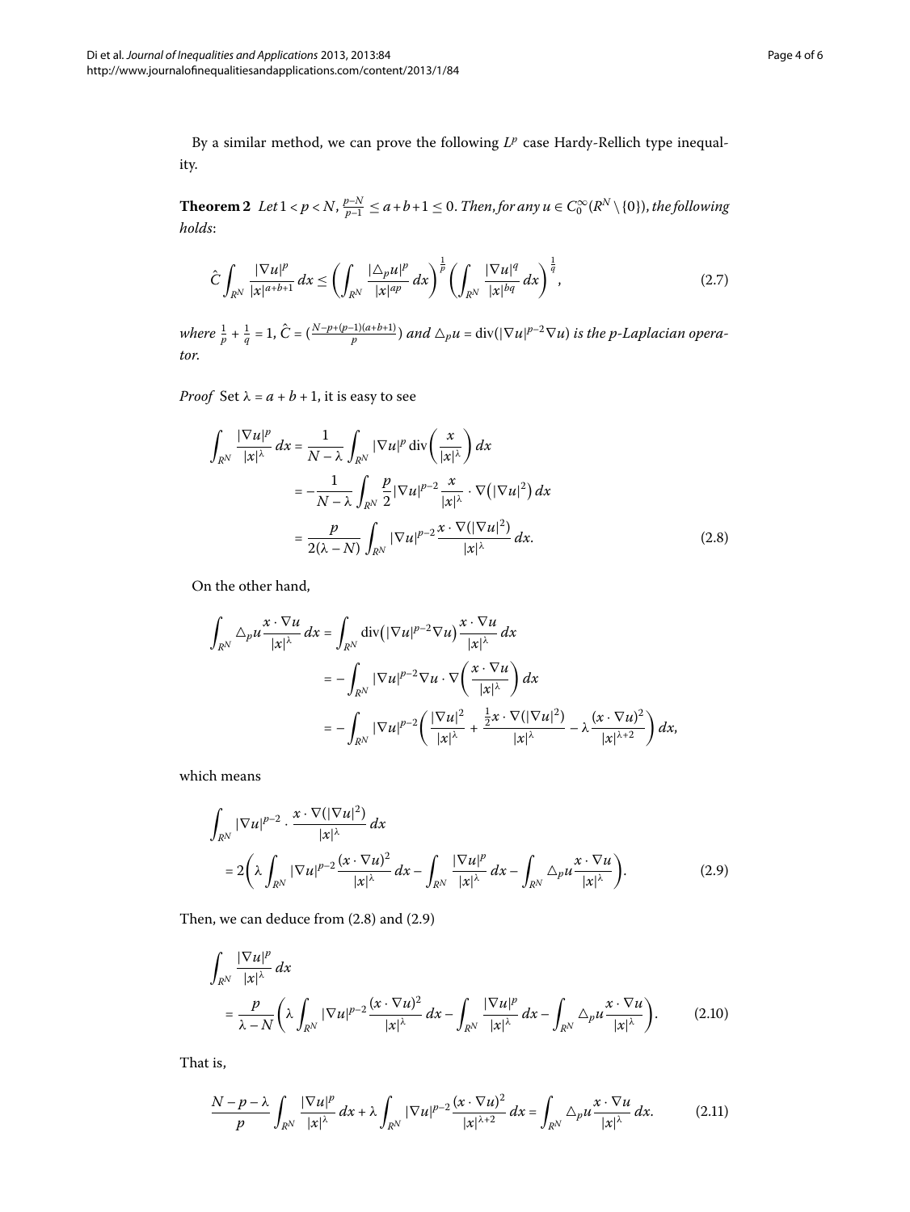By a similar method, we can prove the following $L^p$ case Hardy-Rellich type inequality.

**Theorem 2** *Let $1 < p < N$, $\frac{p-N}{p-1} \leq a+b+1 \leq 0$. Then, for any $u \in C_0^\infty(R^N \setminus \{0\})$, the following holds*:

$$\hat{C} \int_{R^N} \frac{|\nabla u|^p}{|x|^{a+b+1}}\, dx \leq \left( \int_{R^N} \frac{|\triangle_p u|^p}{|x|^{ap}}\, dx \right)^{\frac{1}{p}} \left( \int_{R^N} \frac{|\nabla u|^q}{|x|^{bq}}\, dx \right)^{\frac{1}{q}}, \tag{2.7}$$

*where $\frac{1}{p} + \frac{1}{q} = 1$, $\hat{C} = (\frac{N-p+(p-1)(a+b+1)}{p})$ and $\triangle_p u = \operatorname{div}(|\nabla u|^{p-2}\nabla u)$ is the p-Laplacian operator.*

*Proof* Set $\lambda = a+b+1$, it is easy to see

$$\begin{aligned}
\int_{R^N} \frac{|\nabla u|^p}{|x|^\lambda}\, dx &= \frac{1}{N-\lambda} \int_{R^N} |\nabla u|^p \operatorname{div}\left( \frac{x}{|x|^\lambda} \right) dx \\
&= -\frac{1}{N-\lambda} \int_{R^N} \frac{p}{2} |\nabla u|^{p-2} \frac{x}{|x|^\lambda} \cdot \nabla\left(|\nabla u|^2\right) dx \\
&= \frac{p}{2(\lambda - N)} \int_{R^N} |\nabla u|^{p-2} \frac{x \cdot \nabla(|\nabla u|^2)}{|x|^\lambda}\, dx.
\end{aligned} \tag{2.8}$$

On the other hand,

$$\begin{aligned}
\int_{R^N} \triangle_p u \frac{x \cdot \nabla u}{|x|^\lambda}\, dx &= \int_{R^N} \operatorname{div}\left(|\nabla u|^{p-2}\nabla u\right) \frac{x \cdot \nabla u}{|x|^\lambda}\, dx \\
&= -\int_{R^N} |\nabla u|^{p-2} \nabla u \cdot \nabla\left( \frac{x \cdot \nabla u}{|x|^\lambda} \right) dx \\
&= -\int_{R^N} |\nabla u|^{p-2} \left( \frac{|\nabla u|^2}{|x|^\lambda} + \frac{\frac{1}{2} x \cdot \nabla(|\nabla u|^2)}{|x|^\lambda} - \lambda \frac{(x \cdot \nabla u)^2}{|x|^{\lambda+2}} \right) dx,
\end{aligned}$$

which means

$$\begin{aligned}
&\int_{R^N} |\nabla u|^{p-2} \cdot \frac{x \cdot \nabla(|\nabla u|^2)}{|x|^\lambda}\, dx \\
&\quad = 2\left( \lambda \int_{R^N} |\nabla u|^{p-2} \frac{(x \cdot \nabla u)^2}{|x|^\lambda}\, dx - \int_{R^N} \frac{|\nabla u|^p}{|x|^\lambda}\, dx - \int_{R^N} \triangle_p u \frac{x \cdot \nabla u}{|x|^\lambda} \right).
\end{aligned} \tag{2.9}$$

Then, we can deduce from (2.8) and (2.9)

$$\begin{aligned}
&\int_{R^N} \frac{|\nabla u|^p}{|x|^\lambda}\, dx \\
&\quad = \frac{p}{\lambda - N} \left( \lambda \int_{R^N} |\nabla u|^{p-2} \frac{(x \cdot \nabla u)^2}{|x|^\lambda}\, dx - \int_{R^N} \frac{|\nabla u|^p}{|x|^\lambda}\, dx - \int_{R^N} \triangle_p u \frac{x \cdot \nabla u}{|x|^\lambda} \right).
\end{aligned} \tag{2.10}$$

That is,

$$\frac{N-p-\lambda}{p} \int_{R^N} \frac{|\nabla u|^p}{|x|^\lambda}\, dx + \lambda \int_{R^N} |\nabla u|^{p-2} \frac{(x \cdot \nabla u)^2}{|x|^{\lambda+2}}\, dx = \int_{R^N} \triangle_p u \frac{x \cdot \nabla u}{|x|^\lambda}\, dx. \tag{2.11}$$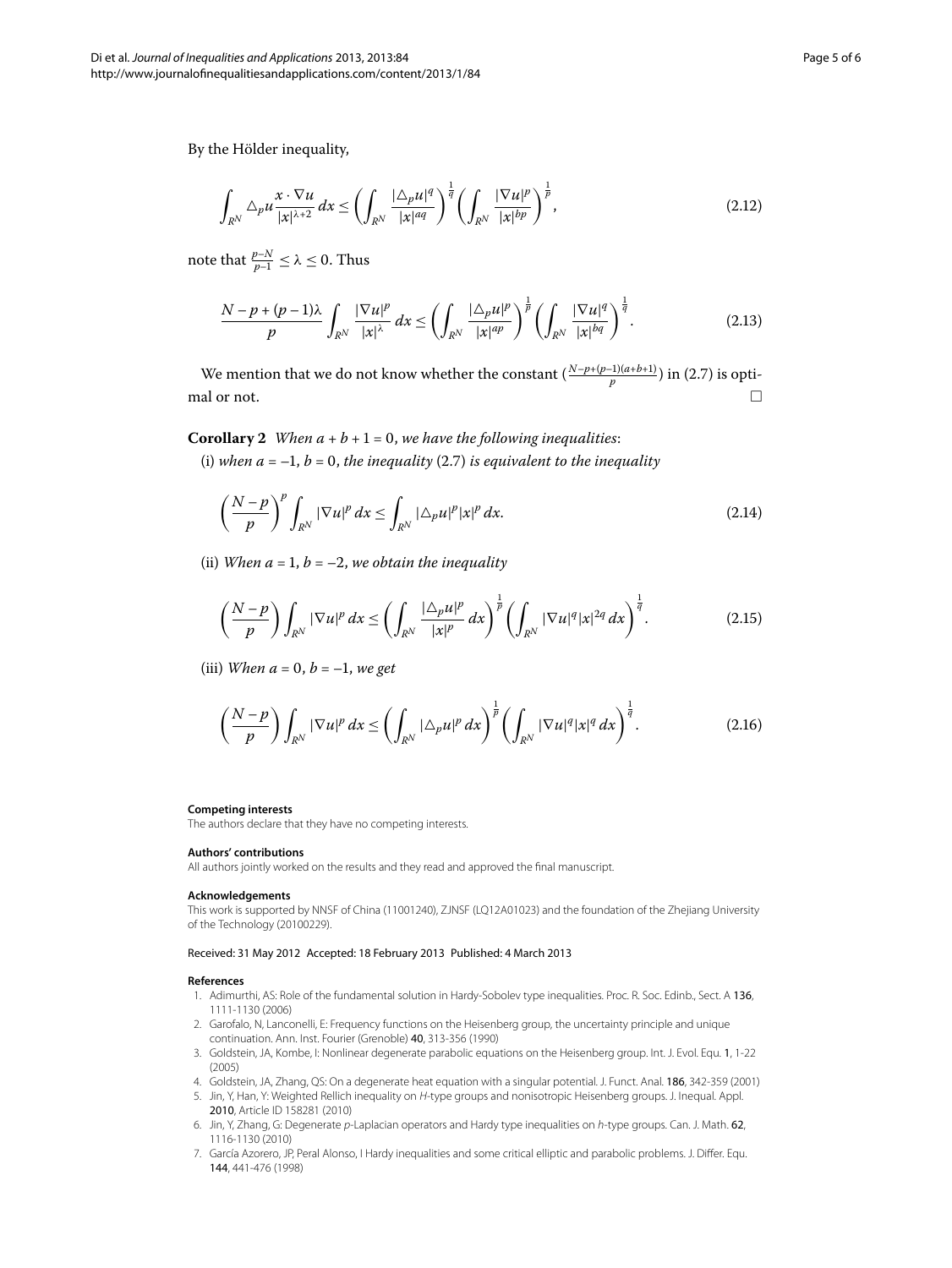By the Hölder inequality,

$$\int_{R^N} \triangle_p u \frac{x \cdot \nabla u}{|x|^{\lambda+2}} \, dx \le \left( \int_{R^N} \frac{|\triangle_p u|^q}{|x|^{aq}} \right)^{\frac{1}{q}} \left( \int_{R^N} \frac{|\nabla u|^p}{|x|^{bp}} \right)^{\frac{1}{p}}, \tag{2.12}$$

note that $\frac{p-N}{p-1} \le \lambda \le 0$. Thus

$$\frac{N-p+(p-1)\lambda}{p} \int_{R^N} \frac{|\nabla u|^p}{|x|^{\lambda}} \, dx \le \left( \int_{R^N} \frac{|\triangle_p u|^p}{|x|^{ap}} \right)^{\frac{1}{p}} \left( \int_{R^N} \frac{|\nabla u|^q}{|x|^{bq}} \right)^{\frac{1}{q}}. \tag{2.13}$$

We mention that we do not know whether the constant $(\frac{N-p+(p-1)(a+b+1)}{p})$ in (2.7) is optimal or not. □

**Corollary 2** *When $a+b+1=0$, we have the following inequalities*:

(i) *when $a=-1$, $b=0$, the inequality* (2.7) *is equivalent to the inequality*

$$\left( \frac{N-p}{p} \right)^p \int_{R^N} |\nabla u|^p \, dx \le \int_{R^N} |\triangle_p u|^p |x|^p \, dx. \tag{2.14}$$

(ii) *When $a=1$, $b=-2$, we obtain the inequality*

$$\left( \frac{N-p}{p} \right) \int_{R^N} |\nabla u|^p \, dx \le \left( \int_{R^N} \frac{|\triangle_p u|^p}{|x|^p} \, dx \right)^{\frac{1}{p}} \left( \int_{R^N} |\nabla u|^q |x|^{2q} \, dx \right)^{\frac{1}{q}}. \tag{2.15}$$

(iii) *When $a=0$, $b=-1$, we get*

$$\left( \frac{N-p}{p} \right) \int_{R^N} |\nabla u|^p \, dx \le \left( \int_{R^N} |\triangle_p u|^p \, dx \right)^{\frac{1}{p}} \left( \int_{R^N} |\nabla u|^q |x|^q \, dx \right)^{\frac{1}{q}}. \tag{2.16}$$

#### Competing interests

The authors declare that they have no competing interests.

#### Authors' contributions

All authors jointly worked on the results and they read and approved the final manuscript.

#### Acknowledgements

This work is supported by NNSF of China (11001240), ZJNSF (LQ12A01023) and the foundation of the Zhejiang University of the Technology (20100229).

Received: 31 May 2012 Accepted: 18 February 2013 Published: 4 March 2013

#### References

1. Adimurthi, AS: Role of the fundamental solution in Hardy-Sobolev type inequalities. Proc. R. Soc. Edinb., Sect. A **136**, 1111-1130 (2006)
2. Garofalo, N, Lanconelli, E: Frequency functions on the Heisenberg group, the uncertainty principle and unique continuation. Ann. Inst. Fourier (Grenoble) **40**, 313-356 (1990)
3. Goldstein, JA, Kombe, I: Nonlinear degenerate parabolic equations on the Heisenberg group. Int. J. Evol. Equ. **1**, 1-22 (2005)
4. Goldstein, JA, Zhang, QS: On a degenerate heat equation with a singular potential. J. Funct. Anal. **186**, 342-359 (2001)
5. Jin, Y, Han, Y: Weighted Rellich inequality on *H*-type groups and nonisotropic Heisenberg groups. J. Inequal. Appl. **2010**, Article ID 158281 (2010)
6. Jin, Y, Zhang, G: Degenerate *p*-Laplacian operators and Hardy type inequalities on *h*-type groups. Can. J. Math. **62**, 1116-1130 (2010)
7. García Azorero, JP, Peral Alonso, I Hardy inequalities and some critical elliptic and parabolic problems. J. Differ. Equ. **144**, 441-476 (1998)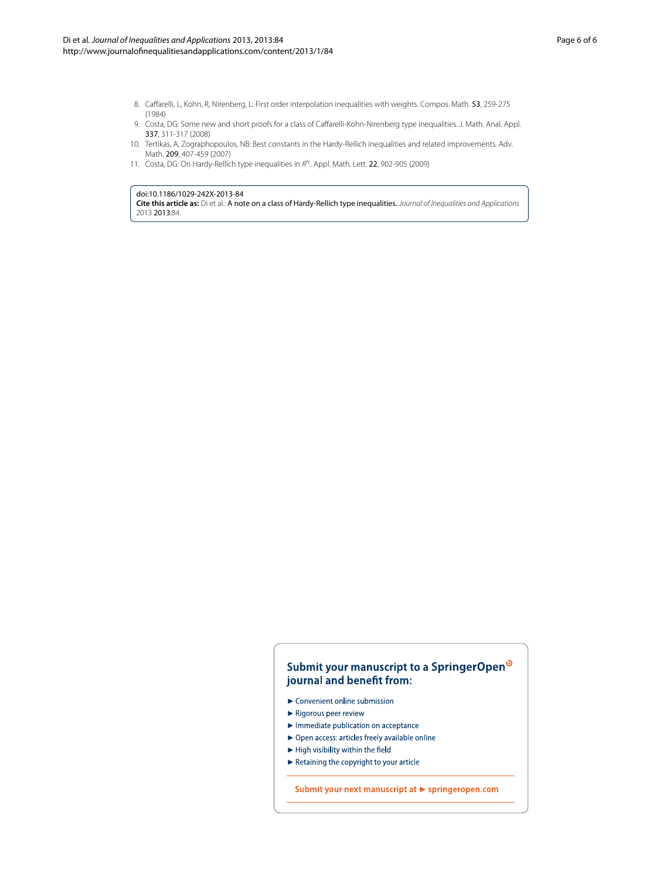8. Caffarelli, L, Kohn, R, Nirenberg, L: First order interpolation inequalities with weights. Compos. Math. **53**, 259-275 (1984)
9. Costa, DG: Some new and short proofs for a class of Caffarelli-Kohn-Nirenberg type inequalities. J. Math. Anal. Appl. **337**, 311-317 (2008)
10. Tertikas, A, Zographopoulos, NB: Best constants in the Hardy-Rellich inequalities and related improvements. Adv. Math. **209**, 407-459 (2007)
11. Costa, DG: On Hardy-Rellich type inequalities in $R^N$. Appl. Math. Lett. **22**, 902-905 (2009)

doi:10.1186/1029-242X-2013-84
**Cite this article as:** Di et al.: A note on a class of Hardy-Rellich type inequalities. *Journal of Inequalities and Applications* 2013 **2013**:84.

**Submit your manuscript to a SpringerOpen journal and benefit from:**

- ► Convenient online submission
- ► Rigorous peer review
- ► Immediate publication on acceptance
- ► Open access: articles freely available online
- ► High visibility within the field
- ► Retaining the copyright to your article

**Submit your next manuscript at ► springeropen.com**